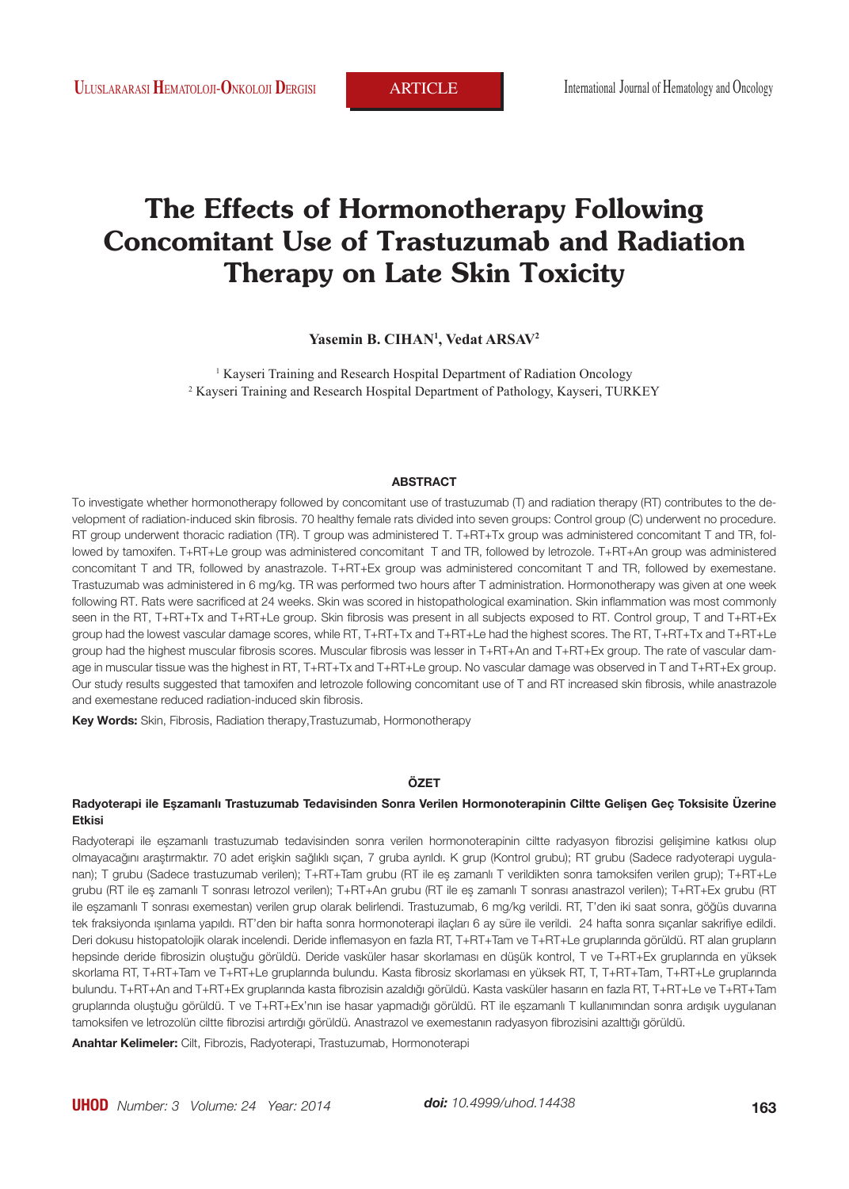ARTICLE

# The Effects of Hormonotherapy Following Concomitant Use of Trastuzumab and Radiation Therapy on Late Skin Toxicity

**Yasemin B. CIHAN[1], Vedat ARSAV[2]**

[1] Kayseri Training and Research Hospital Department of Radiation Oncology
[2] Kayseri Training and Research Hospital Department of Pathology, Kayseri, TURKEY

## ABSTRACT

To investigate whether hormonotherapy followed by concomitant use of trastuzumab (T) and radiation therapy (RT) contributes to the development of radiation-induced skin fibrosis. 70 healthy female rats divided into seven groups: Control group (C) underwent no procedure. RT group underwent thoracic radiation (TR). T group was administered T. T+RT+Tx group was administered concomitant T and TR, followed by tamoxifen. T+RT+Le group was administered concomitant T and TR, followed by letrozole. T+RT+An group was administered concomitant T and TR, followed by anastrazole. T+RT+Ex group was administered concomitant T and TR, followed by exemestane. Trastuzumab was administered in 6 mg/kg. TR was performed two hours after T administration. Hormonotherapy was given at one week following RT. Rats were sacrificed at 24 weeks. Skin was scored in histopathological examination. Skin inflammation was most commonly seen in the RT, T+RT+Tx and T+RT+Le group. Skin fibrosis was present in all subjects exposed to RT. Control group, T and T+RT+Ex group had the lowest vascular damage scores, while RT, T+RT+Tx and T+RT+Le had the highest scores. The RT, T+RT+Tx and T+RT+Le group had the highest muscular fibrosis scores. Muscular fibrosis was lesser in T+RT+An and T+RT+Ex group. The rate of vascular damage in muscular tissue was the highest in RT, T+RT+Tx and T+RT+Le group. No vascular damage was observed in T and T+RT+Ex group. Our study results suggested that tamoxifen and letrozole following concomitant use of T and RT increased skin fibrosis, while anastrazole and exemestane reduced radiation-induced skin fibrosis.

**Key Words:** Skin, Fibrosis, Radiation therapy,Trastuzumab, Hormonotherapy

## ÖZET

### Radyoterapi ile Eşzamanlı Trastuzumab Tedavisinden Sonra Verilen Hormonoterapinin Ciltte Gelişen Geç Toksisite Üzerine Etkisi

Radyoterapi ile eşzamanlı trastuzumab tedavisinden sonra verilen hormonoterapinin ciltte radyasyon fibrozisi gelişimine katkısı olup olmayacağını araştırmaktır. 70 adet erişkin sağlıklı sıçan, 7 gruba ayrıldı. K grup (Kontrol grubu); RT grubu (Sadece radyoterapi uygulanan); T grubu (Sadece trastuzumab verilen); T+RT+Tam grubu (RT ile eş zamanlı T verildikten sonra tamoksifen verilen grup); T+RT+Le grubu (RT ile eş zamanlı T sonrası letrozol verilen); T+RT+An grubu (RT ile eş zamanlı T sonrası anastrazol verilen); T+RT+Ex grubu (RT ile eşzamanlı T sonrası exemestan) verilen grup olarak belirlendi. Trastuzumab, 6 mg/kg verildi. RT, T'den iki saat sonra, göğüs duvarına tek fraksiyonda ışınlama yapıldı. RT'den bir hafta sonra hormonoterapi ilaçları 6 ay süre ile verildi. 24 hafta sonra sıçanlar sakrifiye edildi. Deri dokusu histopatolojik olarak incelendi. Deride inflemasyon en fazla RT, T+RT+Tam ve T+RT+Le gruplarımında görüldü. RT alan grupların hepsinde deride fibrosizin oluştuğu görüldü. Deride vasküler hasar skorlaması en düşük kontrol, T ve T+RT+Ex gruplarında en yüksek skorlama RT, T+RT+Tam ve T+RT+Le gruplarında bulundu. Kasta fibrosiz skorlaması en yüksek RT, T, T+RT+Tam, T+RT+Le gruplarında bulundu. T+RT+An and T+RT+Ex gruplarında kasta fibrozisin azaldığı görüldü. Kasta vasküler hasarın en fazla RT, T+RT+Le ve T+RT+Tam gruplarında oluştuğu görüldü. T ve T+RT+Ex'nın ise hasar yapmadığı görüldü. RT ile eşzamanlı T kullanımından sonra ardışık uygulanan tamoksifen ve letrozolün ciltte fibrozi artırdığı görüldü. Anastrazol ve exemestanın radyasyon fibrozisini azalttığı görüldü.

**Anahtar Kelimeler:** Cilt, Fibrozis, Radyoterapi, Trastuzumab, Hormonoterapi

*doi: 10.4999/uhod.14438*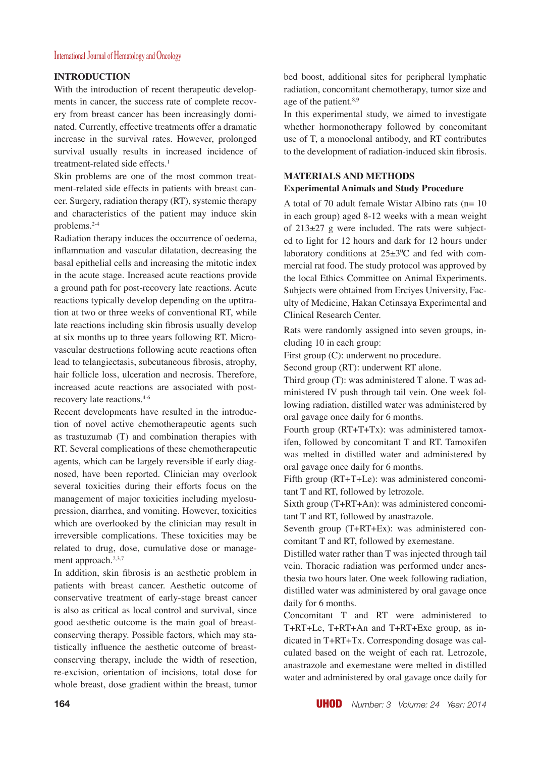## INTRODUCTION

With the introduction of recent therapeutic developments in cancer, the success rate of complete recovery from breast cancer has been increasingly dominated. Currently, effective treatments offer a dramatic increase in the survival rates. However, prolonged survival usually results in increased incidence of treatment-related side effects.[1]

Skin problems are one of the most common treatment-related side effects in patients with breast cancer. Surgery, radiation therapy (RT), systemic therapy and characteristics of the patient may induce skin problems.[2-4]

Radiation therapy induces the occurrence of oedema, inflammation and vascular dilatation, decreasing the basal epithelial cells and increasing the mitotic index in the acute stage. Increased acute reactions provide a ground path for post-recovery late reactions. Acute reactions typically develop depending on the uptitration at two or three weeks of conventional RT, while late reactions including skin fibrosis usually develop at six months up to three years following RT. Microvascular destructions following acute reactions often lead to telangiectasis, subcutaneous fibrosis, atrophy, hair follicle loss, ulceration and necrosis. Therefore, increased acute reactions are associated with post-recovery late reactions.[4-6]

Recent developments have resulted in the introduction of novel active chemotherapeutic agents such as trastuzumab (T) and combination therapies with RT. Several complications of these chemotherapeutic agents, which can be largely reversible if early diagnosed, have been reported. Clinician may overlook several toxicities during their efforts focus on the management of major toxicities including myelosupression, diarrhea, and vomiting. However, toxicities which are overlooked by the clinician may result in irreversible complications. These toxicities may be related to drug, dose, cumulative dose or management approach.[2,3,7]

In addition, skin fibrosis is an aesthetic problem in patients with breast cancer. Aesthetic outcome of conservative treatment of early-stage breast cancer is also as critical as local control and survival, since good aesthetic outcome is the main goal of breast-conserving therapy. Possible factors, which may statistically influence the aesthetic outcome of breast-conserving therapy, include the width of resection, re-excision, orientation of incisions, total dose for whole breast, dose gradient within the breast, tumor bed boost, additional sites for peripheral lymphatic radiation, concomitant chemotherapy, tumor size and age of the patient.[8,9]

In this experimental study, we aimed to investigate whether hormonotherapy followed by concomitant use of T, a monoclonal antibody, and RT contributes to the development of radiation-induced skin fibrosis.

## MATERIALS AND METHODS

### Experimental Animals and Study Procedure

A total of 70 adult female Wistar Albino rats (n= 10 in each group) aged 8-12 weeks with a mean weight of 213±27 g were included. The rats were subjected to light for 12 hours and dark for 12 hours under laboratory conditions at 25±3$^{0}$C and fed with commercial rat food. The study protocol was approved by the local Ethics Committee on Animal Experiments. Subjects were obtained from Erciyes University, Faculty of Medicine, Hakan Cetinsaya Experimental and Clinical Research Center.

Rats were randomly assigned into seven groups, including 10 in each group:

First group (C): underwent no procedure.

Second group (RT): underwent RT alone.

Third group (T): was administered T alone. T was administered IV push through tail vein. One week following radiation, distilled water was administered by oral gavage once daily for 6 months.

Fourth group (RT+T+Tx): was administered tamoxifen, followed by concomitant T and RT. Tamoxifen was melted in distilled water and administered by oral gavage once daily for 6 months.

Fifth group (RT+T+Le): was administered concomitant T and RT, followed by letrozole.

Sixth group (T+RT+An): was administered concomitant T and RT, followed by anastrazole.

Seventh group (T+RT+Ex): was administered concomitant T and RT, followed by exemestane.

Distilled water rather than T was injected through tail vein. Thoracic radiation was performed under anesthesia two hours later. One week following radiation, distilled water was administered by oral gavage once daily for 6 months.

Concomitant T and RT were administered to T+RT+Le, T+RT+An and T+RT+Exe group, as indicated in T+RT+Tx. Corresponding dosage was calculated based on the weight of each rat. Letrozole, anastrazole and exemestane were melted in distilled water and administered by oral gavage once daily for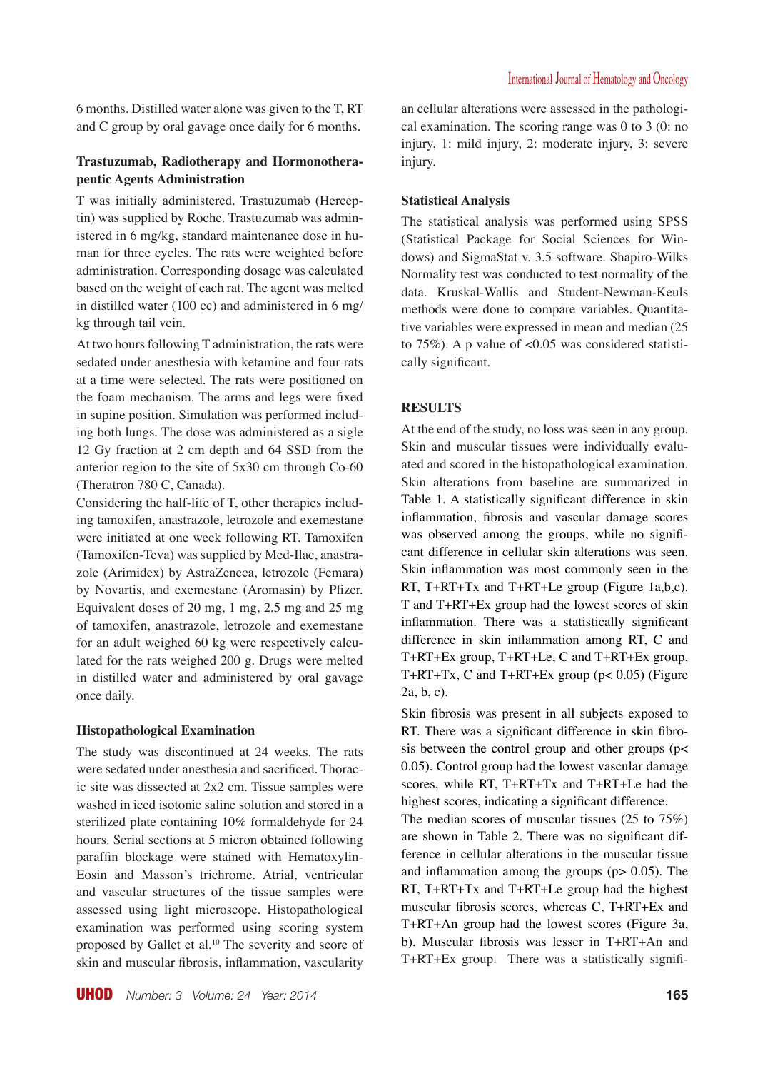6 months. Distilled water alone was given to the T, RT and C group by oral gavage once daily for 6 months.

### Trastuzumab, Radiotherapy and Hormonotherapeutic Agents Administration

T was initially administered. Trastuzumab (Herceptin) was supplied by Roche. Trastuzumab was administered in 6 mg/kg, standard maintenance dose in human for three cycles. The rats were weighted before administration. Corresponding dosage was calculated based on the weight of each rat. The agent was melted in distilled water (100 cc) and administered in 6 mg/kg through tail vein.

At two hours following T administration, the rats were sedated under anesthesia with ketamine and four rats at a time were selected. The rats were positioned on the foam mechanism. The arms and legs were fixed in supine position. Simulation was performed including both lungs. The dose was administered as a sigle 12 Gy fraction at 2 cm depth and 64 SSD from the anterior region to the site of 5x30 cm through Co-60 (Theratron 780 C, Canada).

Considering the half-life of T, other therapies including tamoxifen, anastrazole, letrozole and exemestane were initiated at one week following RT. Tamoxifen (Tamoxifen-Teva) was supplied by Med-Ilac, anastrazole (Arimidex) by AstraZeneca, letrozole (Femara) by Novartis, and exemestane (Aromasin) by Pfizer. Equivalent doses of 20 mg, 1 mg, 2.5 mg and 25 mg of tamoxifen, anastrazole, letrozole and exemestane for an adult weighed 60 kg were respectively calculated for the rats weighed 200 g. Drugs were melted in distilled water and administered by oral gavage once daily.

### Histopathological Examination

The study was discontinued at 24 weeks. The rats were sedated under anesthesia and sacrificed. Thoracic site was dissected at 2x2 cm. Tissue samples were washed in iced isotonic saline solution and stored in a sterilized plate containing 10% formaldehyde for 24 hours. Serial sections at 5 micron obtained following paraffin blockage were stained with Hematoxylin-Eosin and Masson's trichrome. Atrial, ventricular and vascular structures of the tissue samples were assessed using light microscope. Histopathological examination was performed using scoring system proposed by Gallet et al.[10] The severity and score of skin and muscular fibrosis, inflammation, vascularity an cellular alterations were assessed in the pathological examination. The scoring range was 0 to 3 (0: no injury, 1: mild injury, 2: moderate injury, 3: severe injury.

### Statistical Analysis

The statistical analysis was performed using SPSS (Statistical Package for Social Sciences for Windows) and SigmaStat v. 3.5 software. Shapiro-Wilks Normality test was conducted to test normality of the data. Kruskal-Wallis and Student-Newman-Keuls methods were done to compare variables. Quantitative variables were expressed in mean and median (25 to 75%). A p value of <0.05 was considered statistically significant.

## RESULTS

At the end of the study, no loss was seen in any group. Skin and muscular tissues were individually evaluated and scored in the histopathological examination. Skin alterations from baseline are summarized in Table 1. A statistically significant difference in skin inflammation, fibrosis and vascular damage scores was observed among the groups, while no significant difference in cellular skin alterations was seen. Skin inflammation was most commonly seen in the RT, T+RT+Tx and T+RT+Le group (Figure 1a,b,c). T and T+RT+Ex group had the lowest scores of skin inflammation. There was a statistically significant difference in skin inflammation among RT, C and T+RT+Ex group, T+RT+Le, C and T+RT+Ex group, T+RT+Tx, C and T+RT+Ex group ($p < 0.05$) (Figure 2a, b, c).

Skin fibrosis was present in all subjects exposed to RT. There was a significant difference in skin fibrosis between the control group and other groups ($p < 0.05$). Control group had the lowest vascular damage scores, while RT, T+RT+Tx and T+RT+Le had the highest scores, indicating a significant difference.

The median scores of muscular tissues (25 to 75%) are shown in Table 2. There was no significant difference in cellular alterations in the muscular tissue and inflammation among the groups ($p > 0.05$). The RT, T+RT+Tx and T+RT+Le group had the highest muscular fibrosis scores, whereas C, T+RT+Ex and T+RT+An group had the lowest scores (Figure 3a, b). Muscular fibrosis was lesser in T+RT+An and T+RT+Ex group. There was a statistically signifi-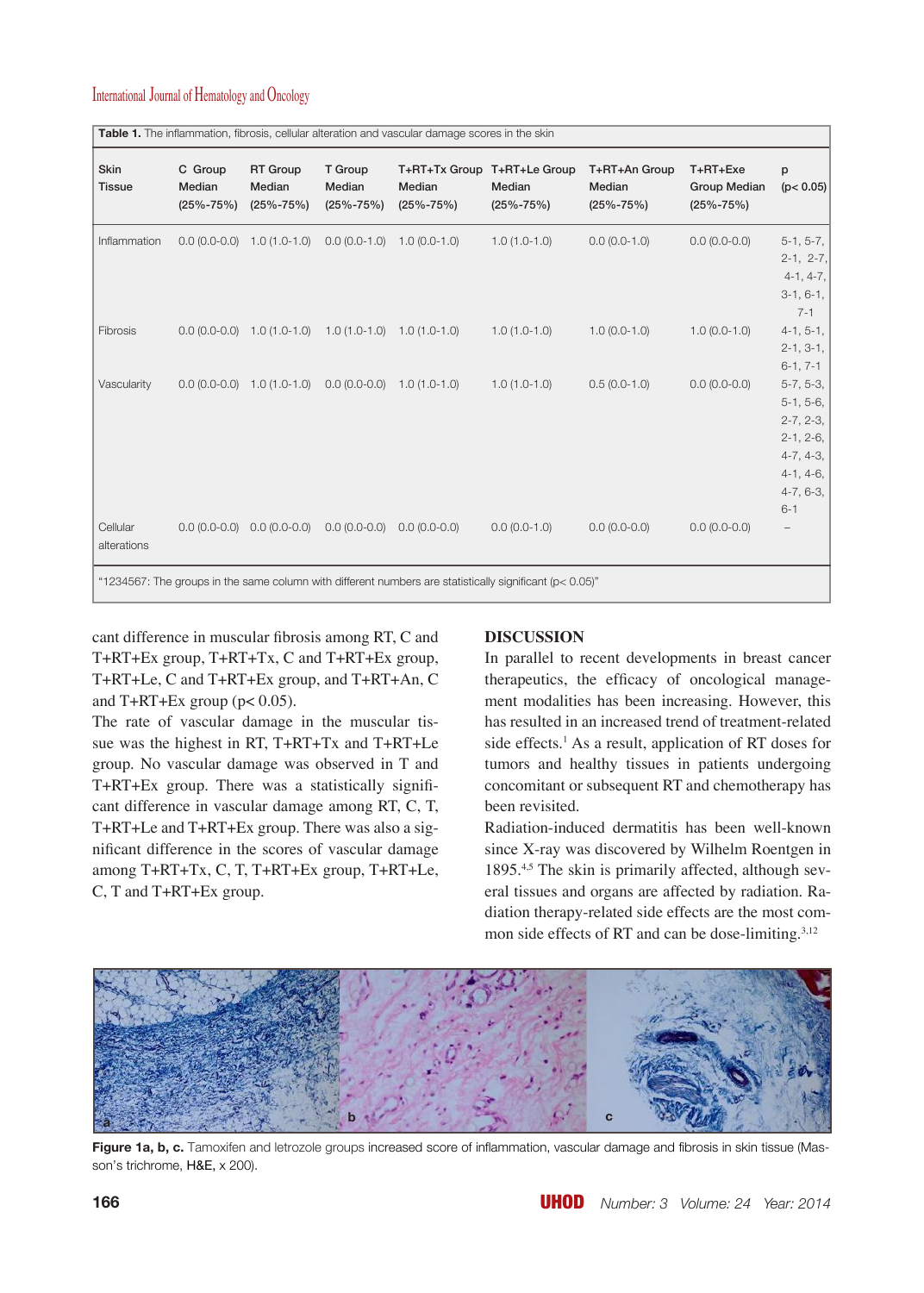**Table 1.** The inflammation, fibrosis, cellular alteration and vascular damage scores in the skin

| Skin Tissue | C Group Median (25%-75%) | RT Group Median (25%-75%) | T Group Median (25%-75%) | T+RT+Tx Group Median (25%-75%) | T+RT+Le Group Median (25%-75%) | T+RT+An Group Median (25%-75%) | T+RT+Exe Group Median (25%-75%) | p (p< 0.05) |
|---|---|---|---|---|---|---|---|---|
| Inflammation | 0.0 (0.0-0.0) | 1.0 (1.0-1.0) | 0.0 (0.0-1.0) | 1.0 (0.0-1.0) | 1.0 (1.0-1.0) | 0.0 (0.0-1.0) | 0.0 (0.0-0.0) | 5-1, 5-7, 2-1, 2-7, 4-1, 4-7, 3-1, 6-1, 7-1 |
| Fibrosis | 0.0 (0.0-0.0) | 1.0 (1.0-1.0) | 1.0 (1.0-1.0) | 1.0 (1.0-1.0) | 1.0 (1.0-1.0) | 1.0 (0.0-1.0) | 1.0 (0.0-1.0) | 4-1, 5-1, 2-1, 3-1, 6-1, 7-1 |
| Vascularity | 0.0 (0.0-0.0) | 1.0 (1.0-1.0) | 0.0 (0.0-0.0) | 1.0 (1.0-1.0) | 1.0 (1.0-1.0) | 0.5 (0.0-1.0) | 0.0 (0.0-0.0) | 5-7, 5-3, 5-1, 5-6, 2-7, 2-3, 2-1, 2-6, 4-7, 4-3, 4-1, 4-6, 4-7, 6-3, 6-1 |
| Cellular alterations | 0.0 (0.0-0.0) | 0.0 (0.0-0.0) | 0.0 (0.0-0.0) | 0.0 (0.0-0.0) | 0.0 (0.0-1.0) | 0.0 (0.0-0.0) | 0.0 (0.0-0.0) | – |

"1234567: The groups in the same column with different numbers are statistically significant (p< 0.05)"

cant difference in muscular fibrosis among RT, C and T+RT+Ex group, T+RT+Tx, C and T+RT+Ex group, T+RT+Le, C and T+RT+Ex group, and T+RT+An, C and T+RT+Ex group ($p < 0.05$).

The rate of vascular damage in the muscular tissue was the highest in RT, T+RT+Tx and T+RT+Le group. No vascular damage was observed in T and T+RT+Ex group. There was a statistically significant difference in vascular damage among RT, C, T, T+RT+Le and T+RT+Ex group. There was also a significant difference in the scores of vascular damage among T+RT+Tx, C, T, T+RT+Ex group, T+RT+Le, C, T and T+RT+Ex group.

## DISCUSSION

In parallel to recent developments in breast cancer therapeutics, the efficacy of oncological management modalities has been increasing. However, this has resulted in an increased trend of treatment-related side effects.[1] As a result, application of RT doses for tumors and healthy tissues in patients undergoing concomitant or subsequent RT and chemotherapy has been revisited.

Radiation-induced dermatitis has been well-known since X-ray was discovered by Wilhelm Roentgen in 1895.[4,5] The skin is primarily affected, although several tissues and organs are affected by radiation. Radiation therapy-related side effects are the most common side effects of RT and can be dose-limiting.[3,12]

**Figure 1a, b, c.** Tamoxifen and letrozole groups increased score of inflammation, vascular damage and fibrosis in skin tissue (Masson's trichrome, H&E, x 200).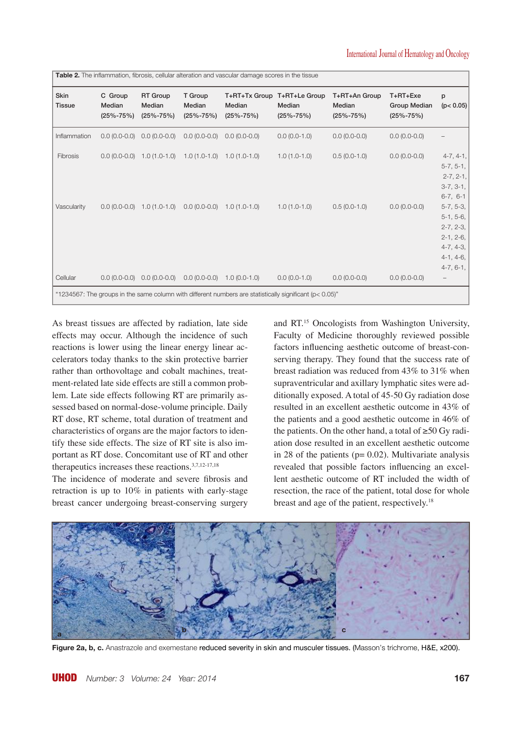**Table 2.** The inflammation, fibrosis, cellular alteration and vascular damage scores in the tissue

| Skin Tissue | C Group Median (25%-75%) | RT Group Median (25%-75%) | T Group Median (25%-75%) | T+RT+Tx Group Median (25%-75%) | T+RT+Le Group Median (25%-75%) | T+RT+An Group Median (25%-75%) | T+RT+Exe Group Median (25%-75%) | p (p< 0.05) |
|---|---|---|---|---|---|---|---|---|
| Inflammation | 0.0 (0.0-0.0) | 0.0 (0.0-0.0) | 0.0 (0.0-0.0) | 0.0 (0.0-0.0) | 0.0 (0.0-1.0) | 0.0 (0.0-0.0) | 0.0 (0.0-0.0) | – |
| Fibrosis | 0.0 (0.0-0.0) | 1.0 (1.0-1.0) | 1.0 (1.0-1.0) | 1.0 (1.0-1.0) | 1.0 (1.0-1.0) | 0.5 (0.0-1.0) | 0.0 (0.0-0.0) | 4-7, 4-1, 5-7, 5-1, 2-7, 2-1, 3-7, 3-1, 6-7, 6-1 |
| Vascularity | 0.0 (0.0-0.0) | 1.0 (1.0-1.0) | 0.0 (0.0-0.0) | 1.0 (1.0-1.0) | 1.0 (1.0-1.0) | 0.5 (0.0-1.0) | 0.0 (0.0-0.0) | 5-7, 5-3, 5-1, 5-6, 2-7, 2-3, 2-1, 2-6, 4-7, 4-3, 4-1, 4-6, 4-7, 6-1, |
| Cellular | 0.0 (0.0-0.0) | 0.0 (0.0-0.0) | 0.0 (0.0-0.0) | 1.0 (0.0-1.0) | 0.0 (0.0-1.0) | 0.0 (0.0-0.0) | 0.0 (0.0-0.0) | – |

"1234567: The groups in the same column with different numbers are statistically significant (p< 0.05)"

As breast tissues are affected by radiation, late side effects may occur. Although the incidence of such reactions is lower using the linear energy linear accelerators today thanks to the skin protective barrier rather than orthovoltage and cobalt machines, treatment-related late side effects are still a common problem. Late side effects following RT are primarily assessed based on normal-dose-volume principle. Daily RT dose, RT scheme, total duration of treatment and characteristics of organs are the major factors to identify these side effects. The size of RT site is also important as RT dose. Concomitant use of RT and other therapeutics increases these reactions.[3,7,12-17,18]

The incidence of moderate and severe fibrosis and retraction is up to 10% in patients with early-stage breast cancer undergoing breast-conserving surgery and RT.[15] Oncologists from Washington University, Faculty of Medicine thoroughly reviewed possible factors influencing aesthetic outcome of breast-conserving therapy. They found that the success rate of breast radiation was reduced from 43% to 31% when supraventricular and axillary lymphatic sites were additionally exposed. A total of 45-50 Gy radiation dose resulted in an excellent aesthetic outcome in 43% of the patients and a good aesthetic outcome in 46% of the patients. On the other hand, a total of ≥50 Gy radiation dose resulted in an excellent aesthetic outcome in 28 of the patients (p= 0.02). Multivariate analysis revealed that possible factors influencing an excellent aesthetic outcome of RT included the width of resection, the race of the patient, total dose for whole breast and age of the patient, respectively.[18]

**Figure 2a, b, c.** Anastrazole and exemestane reduced severity in skin and musculer tissues. (Masson's trichrome, H&E, x200).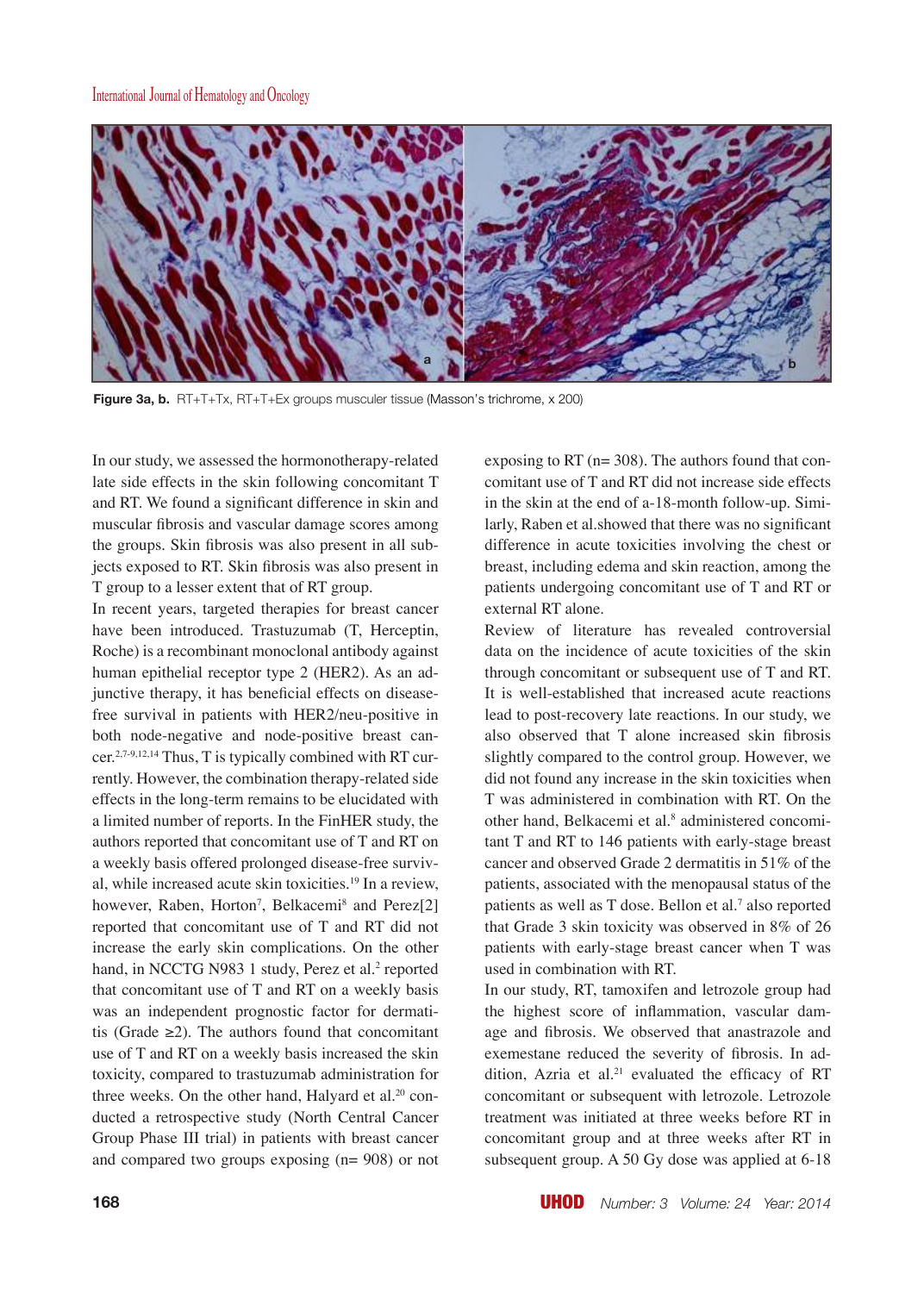Figure 3a, b. RT+T+Tx, RT+T+Ex groups musculer tissue (Masson's trichrome, x 200)

In our study, we assessed the hormonotherapy-related late side effects in the skin following concomitant T and RT. We found a significant difference in skin and muscular fibrosis and vascular damage scores among the groups. Skin fibrosis was also present in all subjects exposed to RT. Skin fibrosis was also present in T group to a lesser extent that of RT group.

In recent years, targeted therapies for breast cancer have been introduced. Trastuzumab (T, Herceptin, Roche) is a recombinant monoclonal antibody against human epithelial receptor type 2 (HER2). As an adjunctive therapy, it has beneficial effects on disease-free survival in patients with HER2/neu-positive in both node-negative and node-positive breast cancer.[2,7-9,12,14] Thus, T is typically combined with RT currently. However, the combination therapy-related side effects in the long-term remains to be elucidated with a limited number of reports. In the FinHER study, the authors reported that concomitant use of T and RT on a weekly basis offered prolonged disease-free survival, while increased acute skin toxicities.[19] In a review, however, Raben, Horton[7], Belkacemi[8] and Perez[2] reported that concomitant use of T and RT did not increase the early skin complications. On the other hand, in NCCTG N983 1 study, Perez et al.[2] reported that concomitant use of T and RT on a weekly basis was an independent prognostic factor for dermatitis (Grade ≥2). The authors found that concomitant use of T and RT on a weekly basis increased the skin toxicity, compared to trastuzumab administration for three weeks. On the other hand, Halyard et al.[20] conducted a retrospective study (North Central Cancer Group Phase III trial) in patients with breast cancer and compared two groups exposing (n= 908) or not exposing to RT (n= 308). The authors found that concomitant use of T and RT did not increase side effects in the skin at the end of a-18-month follow-up. Similarly, Raben et al.showed that there was no significant difference in acute toxicities involving the chest or breast, including edema and skin reaction, among the patients undergoing concomitant use of T and RT or external RT alone.

Review of literature has revealed controversial data on the incidence of acute toxicities of the skin through concomitant or subsequent use of T and RT. It is well-established that increased acute reactions lead to post-recovery late reactions. In our study, we also observed that T alone increased skin fibrosis slightly compared to the control group. However, we did not found any increase in the skin toxicities when T was administered in combination with RT. On the other hand, Belkacemi et al.[8] administered concomitant T and RT to 146 patients with early-stage breast cancer and observed Grade 2 dermatitis in 51% of the patients, associated with the menopausal status of the patients as well as T dose. Bellon et al.[7] also reported that Grade 3 skin toxicity was observed in 8% of 26 patients with early-stage breast cancer when T was used in combination with RT.

In our study, RT, tamoxifen and letrozole group had the highest score of inflammation, vascular damage and fibrosis. We observed that anastrazole and exemestane reduced the severity of fibrosis. In addition, Azria et al.[21] evaluated the efficacy of RT concomitant or subsequent with letrozole. Letrozole treatment was initiated at three weeks before RT in concomitant group and at three weeks after RT in subsequent group. A 50 Gy dose was applied at 6-18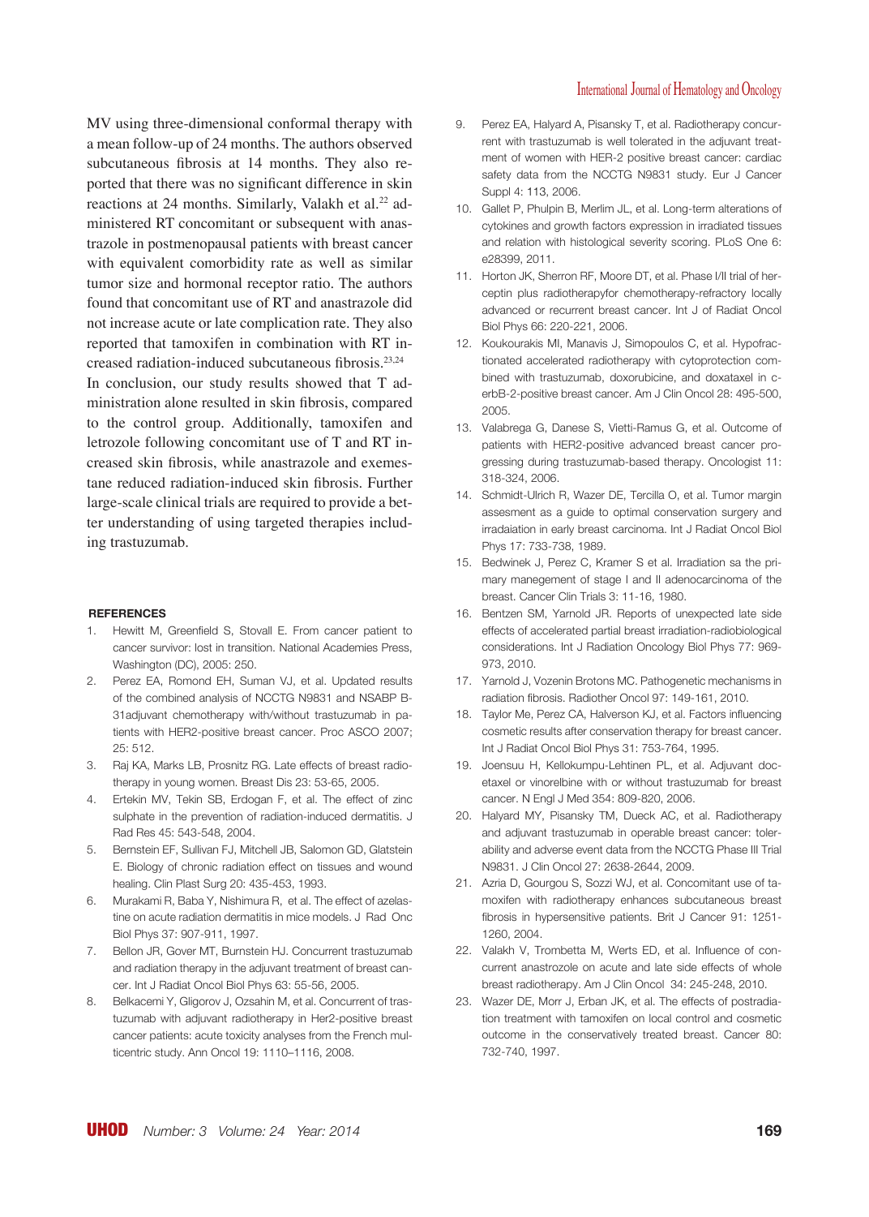MV using three-dimensional conformal therapy with a mean follow-up of 24 months. The authors observed subcutaneous fibrosis at 14 months. They also reported that there was no significant difference in skin reactions at 24 months. Similarly, Valakh et al.[22] administered RT concomitant or subsequent with anastrazole in postmenopausal patients with breast cancer with equivalent comorbidity rate as well as similar tumor size and hormonal receptor ratio. The authors found that concomitant use of RT and anastrazole did not increase acute or late complication rate. They also reported that tamoxifen in combination with RT increased radiation-induced subcutaneous fibrosis.[23,24]

In conclusion, our study results showed that T administration alone resulted in skin fibrosis, compared to the control group. Additionally, tamoxifen and letrozole following concomitant use of T and RT increased skin fibrosis, while anastrazole and exemestane reduced radiation-induced skin fibrosis. Further large-scale clinical trials are required to provide a better understanding of using targeted therapies including trastuzumab.

#### REFERENCES

1. Hewitt M, Greenfield S, Stovall E. From cancer patient to cancer survivor: lost in transition. National Academies Press, Washington (DC), 2005: 250.
2. Perez EA, Romond EH, Suman VJ, et al. Updated results of the combined analysis of NCCTG N9831 and NSABP B-31adjuvant chemotherapy with/without trastuzumab in patients with HER2-positive breast cancer. Proc ASCO 2007; 25: 512.
3. Raj KA, Marks LB, Prosnitz RG. Late effects of breast radiotherapy in young women. Breast Dis 23: 53-65, 2005.
4. Ertekin MV, Tekin SB, Erdogan F, et al. The effect of zinc sulphate in the prevention of radiation-induced dermatitis. J Rad Res 45: 543-548, 2004.
5. Bernstein EF, Sullivan FJ, Mitchell JB, Salomon GD, Glatstein E. Biology of chronic radiation effect on tissues and wound healing. Clin Plast Surg 20: 435-453, 1993.
6. Murakami R, Baba Y, Nishimura R, et al. The effect of azelastine on acute radiation dermatitis in mice models. J Rad Onc Biol Phys 37: 907-911, 1997.
7. Bellon JR, Gover MT, Burnstein HJ. Concurrent trastuzumab and radiation therapy in the adjuvant treatment of breast cancer. Int J Radiat Oncol Biol Phys 63: 55-56, 2005.
8. Belkacemi Y, Gligorov J, Ozsahin M, et al. Concurrent of trastuzumab with adjuvant radiotherapy in Her2-positive breast cancer patients: acute toxicity analyses from the French multicentric study. Ann Oncol 19: 1110–1116, 2008.
9. Perez EA, Halyard A, Pisansky T, et al. Radiotherapy concurrent with trastuzumab is well tolerated in the adjuvant treatment of women with HER-2 positive breast cancer: cardiac safety data from the NCCTG N9831 study. Eur J Cancer Suppl 4: 113, 2006.
10. Gallet P, Phulpin B, Merlim JL, et al. Long-term alterations of cytokines and growth factors expression in irradiated tissues and relation with histological severity scoring. PLoS One 6: e28399, 2011.
11. Horton JK, Sherron RF, Moore DT, et al. Phase I/II trial of herceptin plus radiotherapyfor chemotherapy-refractory locally advanced or recurrent breast cancer. Int J of Radiat Oncol Biol Phys 66: 220-221, 2006.
12. Koukourakis MI, Manavis J, Simopoulos C, et al. Hypofractionated accelerated radiotherapy with cytoprotection combined with trastuzumab, doxorubicine, and doxataxel in c-erbB-2-positive breast cancer. Am J Clin Oncol 28: 495-500, 2005.
13. Valabrega G, Danese S, Vietti-Ramus G, et al. Outcome of patients with HER2-positive advanced breast cancer progressing during trastuzumab-based therapy. Oncologist 11: 318-324, 2006.
14. Schmidt-Ulrich R, Wazer DE, Tercilla O, et al. Tumor margin assesment as a guide to optimal conservation surgery and irradaiation in early breast carcinoma. Int J Radiat Oncol Biol Phys 17: 733-738, 1989.
15. Bedwinek J, Perez C, Kramer S et al. Irradiation sa the primary manegement of stage I and II adenocarcinoma of the breast. Cancer Clin Trials 3: 11-16, 1980.
16. Bentzen SM, Yarnold JR. Reports of unexpected late side effects of accelerated partial breast irradiation-radiobiological considerations. Int J Radiation Oncology Biol Phys 77: 969-973, 2010.
17. Yarnold J, Vozenin Brotons MC. Pathogenetic mechanisms in radiation fibrosis. Radiother Oncol 97: 149-161, 2010.
18. Taylor Me, Perez CA, Halverson KJ, et al. Factors influencing cosmetic results after conservation therapy for breast cancer. Int J Radiat Oncol Biol Phys 31: 753-764, 1995.
19. Joensuu H, Kellokumpu-Lehtinen PL, et al. Adjuvant docetaxel or vinorelbine with or without trastuzumab for breast cancer. N Engl J Med 354: 809-820, 2006.
20. Halyard MY, Pisansky TM, Dueck AC, et al. Radiotherapy and adjuvant trastuzumab in operable breast cancer: tolerability and adverse event data from the NCCTG Phase III Trial N9831. J Clin Oncol 27: 2638-2644, 2009.
21. Azria D, Gourgou S, Sozzi WJ, et al. Concomitant use of tamoxifen with radiotherapy enhances subcutaneous breast fibrosis in hypersensitive patients. Brit J Cancer 91: 1251-1260, 2004.
22. Valakh V, Trombetta M, Werts ED, et al. Influence of concurrent anastrozole on acute and late side effects of whole breast radiotherapy. Am J Clin Oncol 34: 245-248, 2010.
23. Wazer DE, Morr J, Erban JK, et al. The effects of postradiation treatment with tamoxifen on local control and cosmetic outcome in the conservatively treated breast. Cancer 80: 732-740, 1997.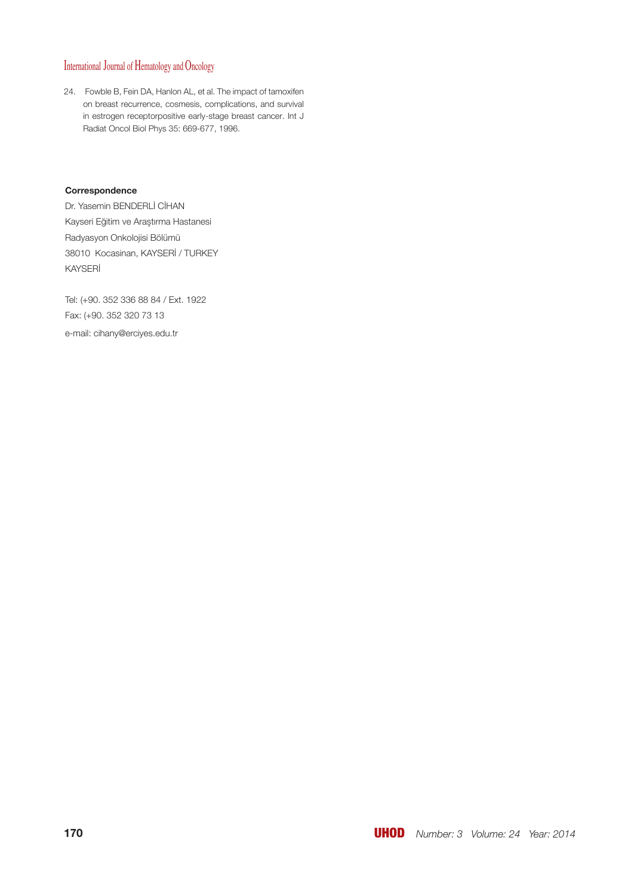24. Fowble B, Fein DA, Hanlon AL, et al. The impact of tamoxifen on breast recurrence, cosmesis, complications, and survival in estrogen receptorpositive early-stage breast cancer. Int J Radiat Oncol Biol Phys 35: 669-677, 1996.

**Correspondence**

Dr. Yasemin BENDERLİ CİHAN
Kayseri Eğitim ve Araştırma Hastanesi
Radyasyon Onkolojisi Bölümü
38010 Kocasinan, KAYSERİ / TURKEY
KAYSERİ

Tel: (+90. 352 336 88 84 / Ext. 1922
Fax: (+90. 352 320 73 13
e-mail: cihany@erciyes.edu.tr